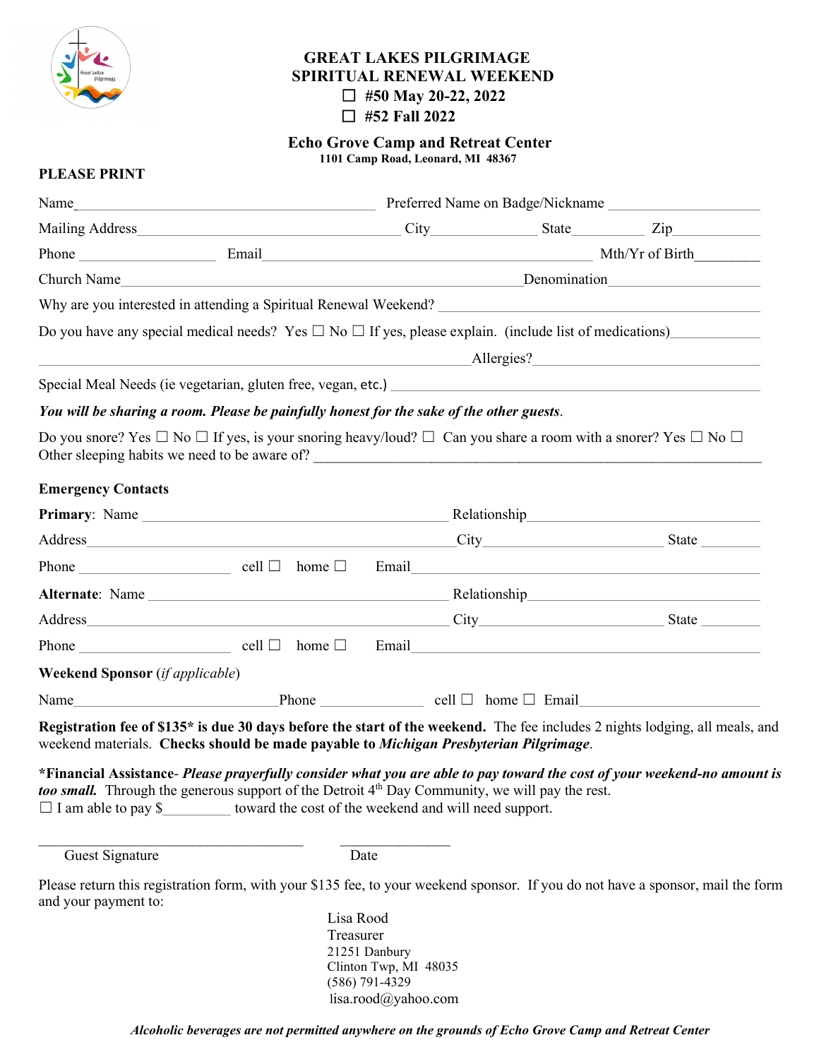# GREAT LAKES PILGRIMAGE
## SPIRITUAL RENEWAL WEEKEND

☐ #50 May 20-22, 2022

☐ #52 Fall 2022

**Echo Grove Camp and Retreat Center**

**1101 Camp Road, Leonard, MI 48367**

**PLEASE PRINT**

Name_____________________________________ Preferred Name on Badge/Nickname ____________________

Mailing Address__________________________________ City______________ State__________ Zip____________

Phone __________________ Email__________________________________________ Mth/Yr of Birth________

Church Name____________________________________________________ Denomination____________________

Why are you interested in attending a Spiritual Renewal Weekend? ________________________________________

Do you have any special medical needs? Yes ☐ No ☐ If yes, please explain. (include list of medications)___________

_______________________________________________________ Allergies?____________________________

Special Meal Needs (ie vegetarian, gluten free, vegan, etc.) _____________________________________________

***You will be sharing a room. Please be painfully honest for the sake of the other guests.***

Do you snore? Yes ☐ No ☐ If yes, is your snoring heavy/loud? ☐ Can you share a room with a snorer? Yes ☐ No ☐
Other sleeping habits we need to be aware of? ________________________________________________________

**Emergency Contacts**

**Primary**: Name _______________________________________ Relationship______________________________

Address______________________________________________ City_______________________ State ________

Phone ___________________ cell ☐ home ☐ Email__________________________________________

**Alternate**: Name ______________________________________ Relationship______________________________

Address______________________________________________ City_______________________ State ________

Phone ___________________ cell ☐ home ☐ Email__________________________________________

**Weekend Sponsor** (*if applicable*)

Name__________________________ Phone ______________ cell ☐ home ☐ Email_______________________

**Registration fee of $135* is due 30 days before the start of the weekend.** The fee includes 2 nights lodging, all meals, and weekend materials. **Checks should be made payable to *Michigan Presbyterian Pilgrimage*.**

**\*Financial Assistance**- ***Please prayerfully consider what you are able to pay toward the cost of your weekend-no amount is too small.*** Through the generous support of the Detroit 4th Day Community, we will pay the rest.
☐ I am able to pay $_________ toward the cost of the weekend and will need support.

___________________________________ ______________

Guest Signature Date

Please return this registration form, with your $135 fee, to your weekend sponsor. If you do not have a sponsor, mail the form and your payment to:

Lisa Rood
Treasurer
21251 Danbury
Clinton Twp, MI 48035
(586) 791-4329
lisa.rood@yahoo.com

***Alcoholic beverages are not permitted anywhere on the grounds of Echo Grove Camp and Retreat Center***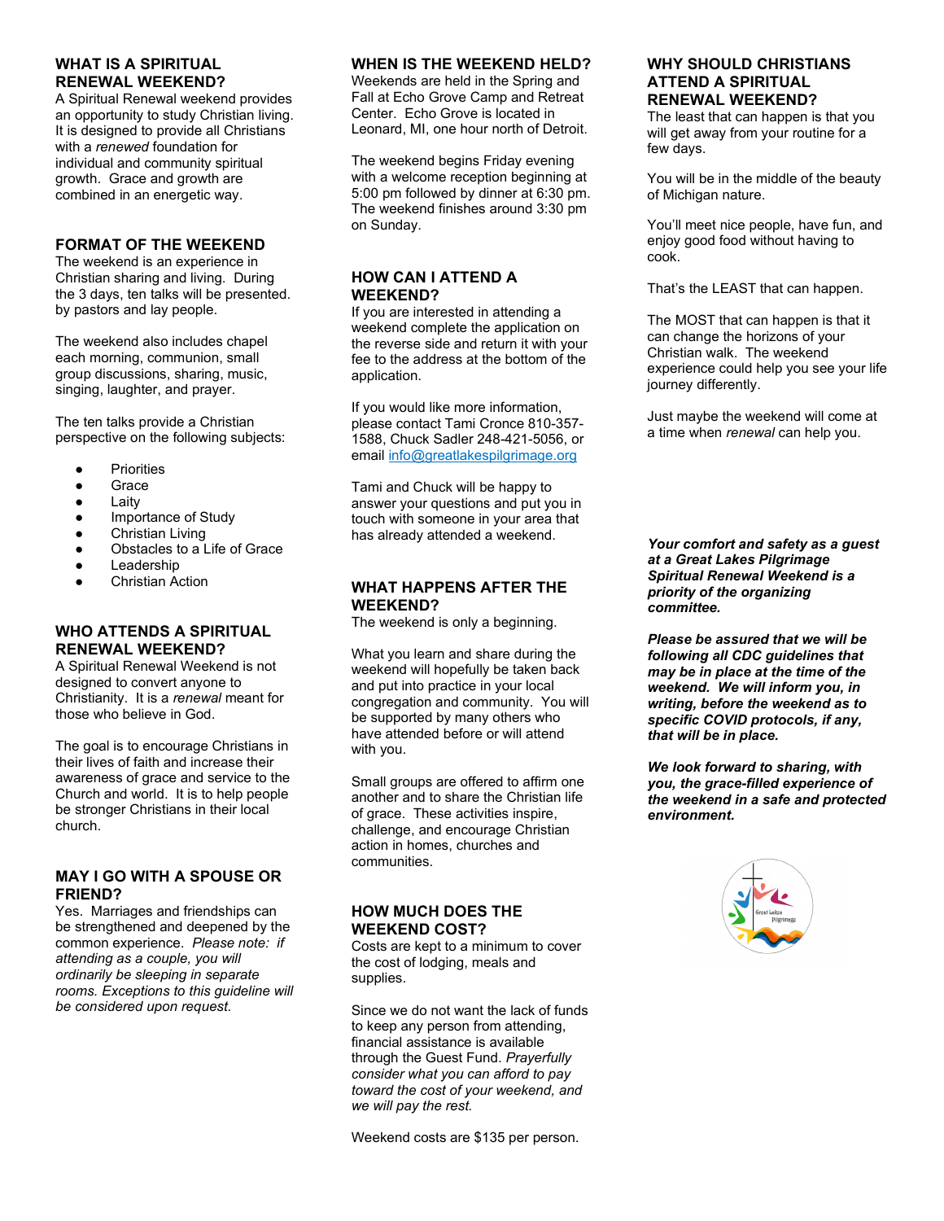## WHAT IS A SPIRITUAL RENEWAL WEEKEND?

A Spiritual Renewal weekend provides an opportunity to study Christian living. It is designed to provide all Christians with a *renewed* foundation for individual and community spiritual growth. Grace and growth are combined in an energetic way.

## FORMAT OF THE WEEKEND

The weekend is an experience in Christian sharing and living. During the 3 days, ten talks will be presented. by pastors and lay people.

The weekend also includes chapel each morning, communion, small group discussions, sharing, music, singing, laughter, and prayer.

The ten talks provide a Christian perspective on the following subjects:

- Priorities
- Grace
- Laity
- Importance of Study
- Christian Living
- Obstacles to a Life of Grace
- Leadership
- Christian Action

## WHO ATTENDS A SPIRITUAL RENEWAL WEEKEND?

A Spiritual Renewal Weekend is not designed to convert anyone to Christianity. It is a *renewal* meant for those who believe in God.

The goal is to encourage Christians in their lives of faith and increase their awareness of grace and service to the Church and world. It is to help people be stronger Christians in their local church.

## MAY I GO WITH A SPOUSE OR FRIEND?

Yes. Marriages and friendships can be strengthened and deepened by the common experience. *Please note: if attending as a couple, you will ordinarily be sleeping in separate rooms. Exceptions to this guideline will be considered upon request.*

## WHEN IS THE WEEKEND HELD?

Weekends are held in the Spring and Fall at Echo Grove Camp and Retreat Center. Echo Grove is located in Leonard, MI, one hour north of Detroit.

The weekend begins Friday evening with a welcome reception beginning at 5:00 pm followed by dinner at 6:30 pm. The weekend finishes around 3:30 pm on Sunday.

## HOW CAN I ATTEND A WEEKEND?

If you are interested in attending a weekend complete the application on the reverse side and return it with your fee to the address at the bottom of the application.

If you would like more information, please contact Tami Cronce 810-357-1588, Chuck Sadler 248-421-5056, or email info@greatlakespilgrimage.org

Tami and Chuck will be happy to answer your questions and put you in touch with someone in your area that has already attended a weekend.

## WHAT HAPPENS AFTER THE WEEKEND?

The weekend is only a beginning.

What you learn and share during the weekend will hopefully be taken back and put into practice in your local congregation and community. You will be supported by many others who have attended before or will attend with you.

Small groups are offered to affirm one another and to share the Christian life of grace. These activities inspire, challenge, and encourage Christian action in homes, churches and communities.

## HOW MUCH DOES THE WEEKEND COST?

Costs are kept to a minimum to cover the cost of lodging, meals and supplies.

Since we do not want the lack of funds to keep any person from attending, financial assistance is available through the Guest Fund. *Prayerfully consider what you can afford to pay toward the cost of your weekend, and we will pay the rest.*

Weekend costs are $135 per person.

## WHY SHOULD CHRISTIANS ATTEND A SPIRITUAL RENEWAL WEEKEND?

The least that can happen is that you will get away from your routine for a few days.

You will be in the middle of the beauty of Michigan nature.

You'll meet nice people, have fun, and enjoy good food without having to cook.

That's the LEAST that can happen.

The MOST that can happen is that it can change the horizons of your Christian walk. The weekend experience could help you see your life journey differently.

Just maybe the weekend will come at a time when *renewal* can help you.

***Your comfort and safety as a guest at a Great Lakes Pilgrimage Spiritual Renewal Weekend is a priority of the organizing committee.***

***Please be assured that we will be following all CDC guidelines that may be in place at the time of the weekend. We will inform you, in writing, before the weekend as to specific COVID protocols, if any, that will be in place.***

***We look forward to sharing, with you, the grace-filled experience of the weekend in a safe and protected environment.***

Great Lakes Pilgrimage